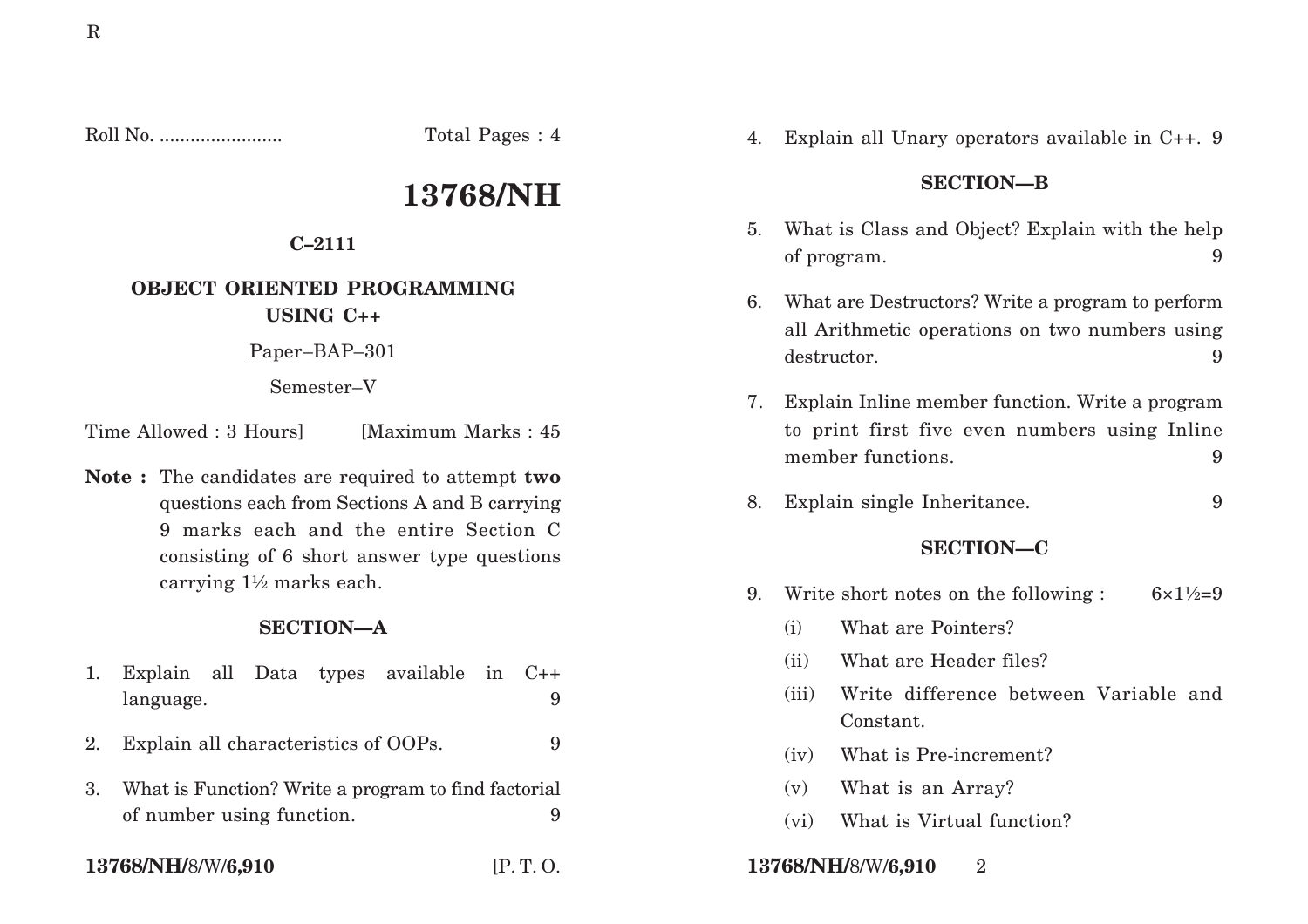Roll No. ........................ Total Pages : 4

# 13768/NH

**C–2111**

**OBJECT ORIENTED PROGRAMMING USING C++**

Paper–BAP–301

Semester–V

Time Allowed : 3 Hours] [Maximum Marks : 45

**Note :** The candidates are required to attempt **two** questions each from Sections A and B carrying 9 marks each and the entire Section C consisting of 6 short answer type questions carrying 1½ marks each.

## SECTION—A

1. Explain all Data types available in C++ language. 9

2. Explain all characteristics of OOPs. 9

3. What is Function? Write a program to find factorial of number using function. 9

4. Explain all Unary operators available in C++. 9

## SECTION—B

5. What is Class and Object? Explain with the help of program. 9

6. What are Destructors? Write a program to perform all Arithmetic operations on two numbers using destructor. 9

7. Explain Inline member function. Write a program to print first five even numbers using Inline member functions. 9

8. Explain single Inheritance. 9

## SECTION—C

9. Write short notes on the following : 6×1½=9

   (i) What are Pointers?

   (ii) What are Header files?

   (iii) Write difference between Variable and Constant.

   (iv) What is Pre-increment?

   (v) What is an Array?

   (vi) What is Virtual function?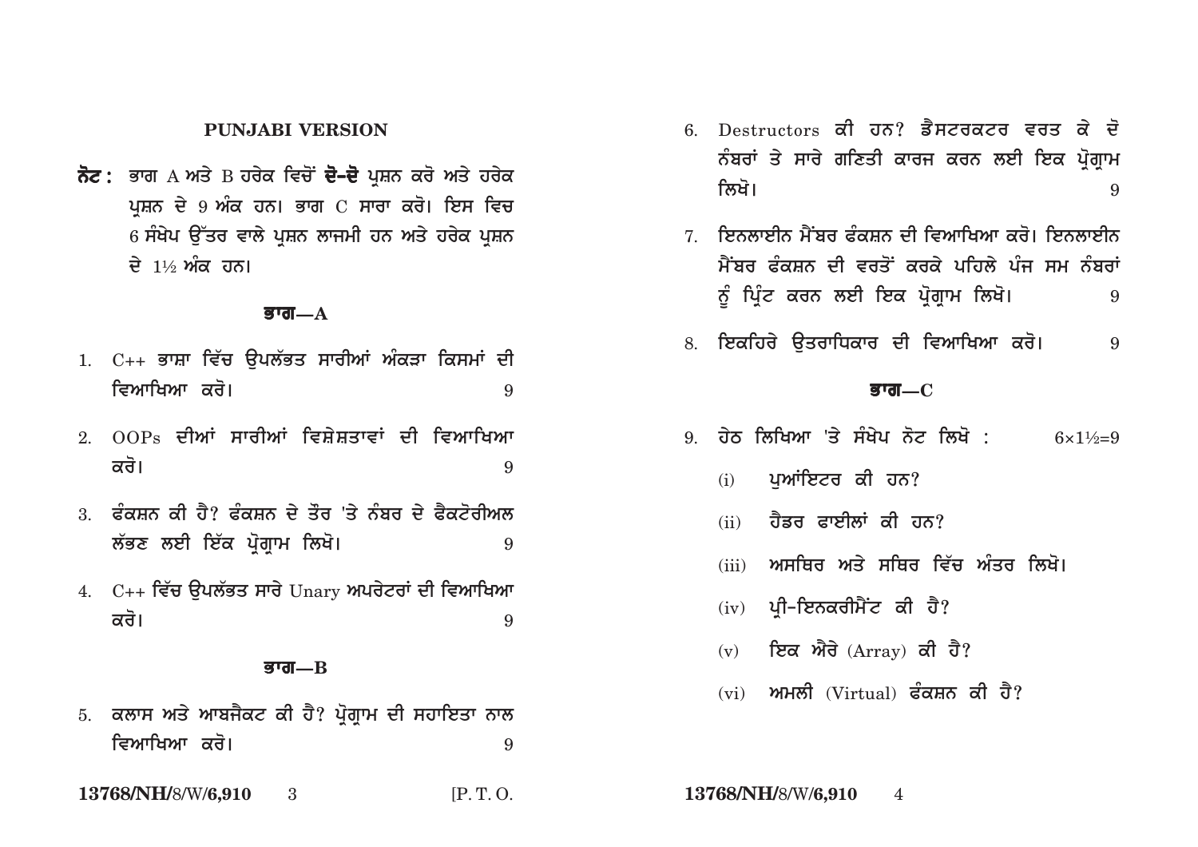## PUNJABI VERSION

**ਨੋਟ :** ਭਾਗ A ਅਤੇ B ਹਰੇਕ ਵਿਚੋਂ **ਦੋ–ਦੋ** ਪ੍ਰਸ਼ਨ ਕਰੋ ਅਤੇ ਹਰੇਕ ਪ੍ਰਸ਼ਨ ਦੇ 9 ਅੰਕ ਹਨ। ਭਾਗ C ਸਾਰਾ ਕਰੋ। ਇਸ ਵਿਚ 6 ਸੰਖੇਪ ਉੱਤਰ ਵਾਲੇ ਪ੍ਰਸ਼ਨ ਲਾਜਮੀ ਹਨ ਅਤੇ ਹਰੇਕ ਪ੍ਰਸ਼ਨ ਦੇ 1½ ਅੰਕ ਹਨ।

### ਭਾਗ—A

1. C++ ਭਾਸ਼ਾ ਵਿੱਚ ਉਪਲੱਭਤ ਸਾਰੀਆਂ ਅੰਕੜਾ ਕਿਸਮਾਂ ਦੀ ਵਿਆਖਿਆ ਕਰੋ। 9

2. OOPs ਦੀਆਂ ਸਾਰੀਆਂ ਵਿਸ਼ੇਸ਼ਤਾਵਾਂ ਦੀ ਵਿਆਖਿਆ ਕਰੋ। 9

3. ਫੰਕਸ਼ਨ ਕੀ ਹੈ? ਫੰਕਸ਼ਨ ਦੇ ਤੌਰ 'ਤੇ ਨੰਬਰ ਦੇ ਫੈਕਟੋਰੀਅਲ ਲੱਭਣ ਲਈ ਇੱਕ ਪ੍ਰੋਗ੍ਰਾਮ ਲਿਖੋ। 9

4. C++ ਵਿੱਚ ਉਪਲੱਭਤ ਸਾਰੇ Unary ਅਪਰੇਟਰਾਂ ਦੀ ਵਿਆਖਿਆ ਕਰੋ। 9

### ਭਾਗ—B

5. ਕਲਾਸ ਅਤੇ ਆਬਜੈਕਟ ਕੀ ਹੈ? ਪ੍ਰੋਗ੍ਰਾਮ ਦੀ ਸਹਾਇਤਾ ਨਾਲ ਵਿਆਖਿਆ ਕਰੋ। 9

6. Destructors ਕੀ ਹਨ? ਡੈਸਟਰਕਟਰ ਵਰਤ ਕੇ ਦੋ ਨੰਬਰਾਂ ਤੇ ਸਾਰੇ ਗਣਿਤੀ ਕਾਰਜ ਕਰਨ ਲਈ ਇਕ ਪ੍ਰੋਗ੍ਰਾਮ ਲਿਖੋ। 9

7. ਇਨਲਾਈਨ ਮੈਂਬਰ ਫੰਕਸ਼ਨ ਦੀ ਵਿਆਖਿਆ ਕਰੋ। ਇਨਲਾਈਨ ਮੈਂਬਰ ਫੰਕਸ਼ਨ ਦੀ ਵਰਤੋਂ ਕਰਕੇ ਪਹਿਲੇ ਪੰਜ ਸਮ ਨੰਬਰਾਂ ਨੂੰ ਪ੍ਰਿੰਟ ਕਰਨ ਲਈ ਇਕ ਪ੍ਰੋਗ੍ਰਾਮ ਲਿਖੋ। 9

8. ਇਕਹਿਰੇ ਉਤਰਾਧਿਕਾਰ ਦੀ ਵਿਆਖਿਆ ਕਰੋ। 9

### ਭਾਗ—C

9. ਹੇਠ ਲਿਖਿਆ 'ਤੇ ਸੰਖੇਪ ਨੋਟ ਲਿਖੋ : 6×1½=9

   (i) ਪੁਆਂਇਟਰ ਕੀ ਹਨ?

   (ii) ਹੈਡਰ ਫਾਈਲਾਂ ਕੀ ਹਨ?

   (iii) ਅਸਥਿਰ ਅਤੇ ਸਥਿਰ ਵਿੱਚ ਅੰਤਰ ਲਿਖੋ।

   (iv) ਪ੍ਰੀ-ਇਨਕਰੀਮੈਂਟ ਕੀ ਹੈ?

   (v) ਇਕ ਐਰੇ (Array) ਕੀ ਹੈ?

   (vi) ਅਮਲੀ (Virtual) ਫੰਕਸ਼ਨ ਕੀ ਹੈ?